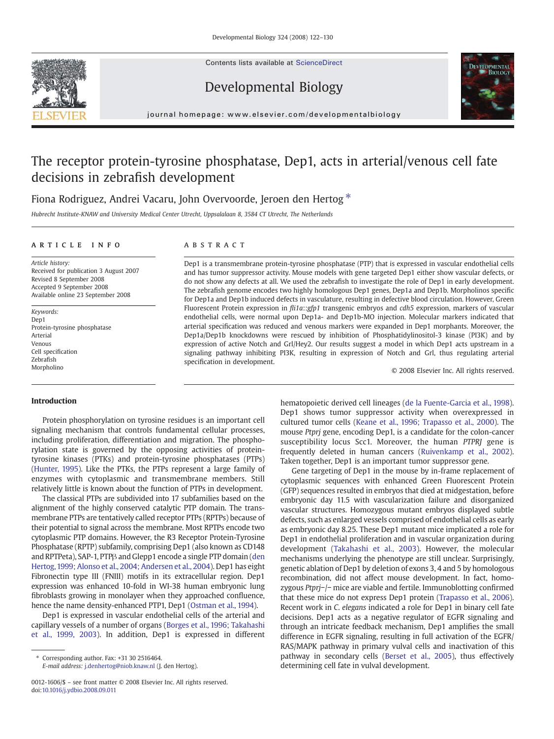# The receptor protein-tyrosine phosphatase, Dep1, acts in arterial/venous cell fate decisions in zebrafish development

Fiona Rodriguez, Andrei Vacaru, John Overvoorde, Jeroen den Hertog *

Hubrecht Institute-KNAW and University Medical Center Utrecht, Uppsalalaan 8, 3584 CT Utrecht, The Netherlands

## ARTICLE INFO

*Article history:*
Received for publication 3 August 2007
Revised 8 September 2008
Accepted 9 September 2008
Available online 23 September 2008

*Keywords:*
Dep1
Protein-tyrosine phosphatase
Arterial
Venous
Cell specification
Zebrafish
Morpholino

## ABSTRACT

Dep1 is a transmembrane protein-tyrosine phosphatase (PTP) that is expressed in vascular endothelial cells and has tumor suppressor activity. Mouse models with gene targeted Dep1 either show vascular defects, or do not show any defects at all. We used the zebrafish to investigate the role of Dep1 in early development. The zebrafish genome encodes two highly homologous Dep1 genes, Dep1a and Dep1b. Morpholinos specific for Dep1a and Dep1b induced defects in vasculature, resulting in defective blood circulation. However, Green Fluorescent Protein expression in *fli1a::gfp1* transgenic embryos and *cdh5* expression, markers of vascular endothelial cells, were normal upon Dep1a- and Dep1b-MO injection. Molecular markers indicated that arterial specification was reduced and venous markers were expanded in Dep1 morphants. Moreover, the Dep1a/Dep1b knockdowns were rescued by inhibition of Phosphatidylinositol-3 kinase (PI3K) and by expression of active Notch and Grl/Hey2. Our results suggest a model in which Dep1 acts upstream in a signaling pathway inhibiting PI3K, resulting in expression of Notch and Grl, thus regulating arterial specification in development.

© 2008 Elsevier Inc. All rights reserved.

## Introduction

Protein phosphorylation on tyrosine residues is an important cell signaling mechanism that controls fundamental cellular processes, including proliferation, differentiation and migration. The phosphorylation state is governed by the opposing activities of protein-tyrosine kinases (PTKs) and protein-tyrosine phosphatases (PTPs) (Hunter, 1995). Like the PTKs, the PTPs represent a large family of enzymes with cytoplasmic and transmembrane members. Still relatively little is known about the function of PTPs in development.

The classical PTPs are subdivided into 17 subfamilies based on the alignment of the highly conserved catalytic PTP domain. The transmembrane PTPs are tentatively called receptor PTPs (RPTPs) because of their potential to signal across the membrane. Most RPTPs encode two cytoplasmic PTP domains. However, the R3 Receptor Protein-Tyrosine Phosphatase (RPTP) subfamily, comprising Dep1 (also known as CD148 and RPTPeta), SAP-1, PTPβ and Glepp1 encode a single PTP domain (den Hertog, 1999; Alonso et al., 2004; Andersen et al., 2004). Dep1 has eight Fibronectin type III (FNIII) motifs in its extracellular region. Dep1 expression was enhanced 10-fold in WI-38 human embryonic lung fibroblasts growing in monolayer when they approached confluence, hence the name density-enhanced PTP1, Dep1 (Ostman et al., 1994).

Dep1 is expressed in vascular endothelial cells of the arterial and capillary vessels of a number of organs (Borges et al., 1996; Takahashi et al., 1999, 2003). In addition, Dep1 is expressed in different hematopoietic derived cell lineages (de la Fuente-Garcia et al., 1998). Dep1 shows tumor suppressor activity when overexpressed in cultured tumor cells (Keane et al., 1996; Trapasso et al., 2000). The mouse *Ptprj* gene, encoding Dep1, is a candidate for the colon-cancer susceptibility locus Scc1. Moreover, the human *PTPRJ* gene is frequently deleted in human cancers (Ruivenkamp et al., 2002). Taken together, Dep1 is an important tumor suppressor gene.

Gene targeting of Dep1 in the mouse by in-frame replacement of cytoplasmic sequences with enhanced Green Fluorescent Protein (GFP) sequences resulted in embryos that died at midgestation, before embryonic day 11.5 with vascularization failure and disorganized vascular structures. Homozygous mutant embryos displayed subtle defects, such as enlarged vessels comprised of endothelial cells as early as embryonic day 8.25. These Dep1 mutant mice implicated a role for Dep1 in endothelial proliferation and in vascular organization during development (Takahashi et al., 2003). However, the molecular mechanisms underlying the phenotype are still unclear. Surprisingly, genetic ablation of Dep1 by deletion of exons 3, 4 and 5 by homologous recombination, did not affect mouse development. In fact, homozygous *Ptprj*−/− mice are viable and fertile. Immunoblotting confirmed that these mice do not express Dep1 protein (Trapasso et al., 2006). Recent work in *C. elegans* indicated a role for Dep1 in binary cell fate decisions. Dep1 acts as a negative regulator of EGFR signaling and through an intricate feedback mechanism, Dep1 amplifies the small difference in EGFR signaling, resulting in full activation of the EGFR/RAS/MAPK pathway in primary vulval cells and inactivation of this pathway in secondary cells (Berset et al., 2005), thus effectively determining cell fate in vulval development.

* Corresponding author. Fax: +31 30 2516464.
*E-mail address:* j.denhertog@niob.knaw.nl (J. den Hertog).

0012-1606/$ – see front matter © 2008 Elsevier Inc. All rights reserved.
doi:10.1016/j.ydbio.2008.09.011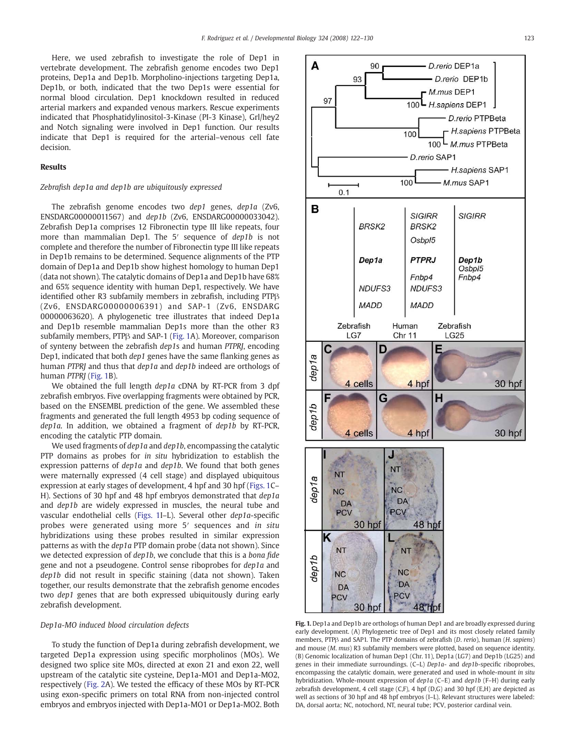Here, we used zebrafish to investigate the role of Dep1 in vertebrate development. The zebrafish genome encodes two Dep1 proteins, Dep1a and Dep1b. Morpholino-injections targeting Dep1a, Dep1b, or both, indicated that the two Dep1s were essential for normal blood circulation. Dep1 knockdown resulted in reduced arterial markers and expanded venous markers. Rescue experiments indicated that Phosphatidylinositol-3-Kinase (PI-3 Kinase), Grl/hey2 and Notch signaling were involved in Dep1 function. Our results indicate that Dep1 is required for the arterial–venous cell fate decision.

## Results

### Zebrafish dep1a and dep1b are ubiquitously expressed

The zebrafish genome encodes two *dep1* genes, *dep1a* (Zv6, ENSDARG00000011567) and *dep1b* (Zv6, ENSDARG00000033042). Zebrafish Dep1a comprises 12 Fibronectin type III like repeats, four more than mammalian Dep1. The 5′ sequence of *dep1b* is not complete and therefore the number of Fibronectin type III like repeats in Dep1b remains to be determined. Sequence alignments of the PTP domain of Dep1a and Dep1b show highest homology to human Dep1 (data not shown). The catalytic domains of Dep1a and Dep1b have 68% and 65% sequence identity with human Dep1, respectively. We have identified other R3 subfamily members in zebrafish, including PTPβ (Zv6, ENSDARG00000006391) and SAP-1 (Zv6, ENSDARG 00000063620). A phylogenetic tree illustrates that indeed Dep1a and Dep1b resemble mammalian Dep1s more than the other R3 subfamily members, PTPβ and SAP-1 (Fig. 1A). Moreover, comparison of synteny between the zebrafish *dep1s* and human *PTPRJ*, encoding Dep1, indicated that both *dep1* genes have the same flanking genes as human *PTPRJ* and thus that *dep1a* and *dep1b* indeed are orthologs of human *PTPRJ* (Fig. 1B).

We obtained the full length *dep1a* cDNA by RT-PCR from 3 dpf zebrafish embryos. Five overlapping fragments were obtained by PCR, based on the ENSEMBL prediction of the gene. We assembled these fragments and generated the full length 4953 bp coding sequence of *dep1a*. In addition, we obtained a fragment of *dep1b* by RT-PCR, encoding the catalytic PTP domain.

We used fragments of *dep1a* and *dep1b*, encompassing the catalytic PTP domains as probes for *in situ* hybridization to establish the expression patterns of *dep1a* and *dep1b*. We found that both genes were maternally expressed (4 cell stage) and displayed ubiquitous expression at early stages of development, 4 hpf and 30 hpf (Figs. 1C–H). Sections of 30 hpf and 48 hpf embryos demonstrated that *dep1a* and *dep1b* are widely expressed in muscles, the neural tube and vascular endothelial cells (Figs. 1I–L). Several other *dep1a*-specific probes were generated using more 5′ sequences and *in situ* hybridizations using these probes resulted in similar expression patterns as with the *dep1a* PTP domain probe (data not shown). Since we detected expression of *dep1b*, we conclude that this is a *bona fide* gene and not a pseudogene. Control sense riboprobes for *dep1a* and *dep1b* did not result in specific staining (data not shown). Taken together, our results demonstrate that the zebrafish genome encodes two *dep1* genes that are both expressed ubiquitously during early zebrafish development.

### Dep1a-MO induced blood circulation defects

To study the function of Dep1a during zebrafish development, we targeted Dep1a expression using specific morpholinos (MOs). We designed two splice site MOs, directed at exon 21 and exon 22, well upstream of the catalytic site cysteine, Dep1a-MO1 and Dep1a-MO2, respectively (Fig. 2A). We tested the efficacy of these MOs by RT-PCR using exon-specific primers on total RNA from non-injected control embryos and embryos injected with Dep1a-MO1 or Dep1a-MO2. Both

**Fig. 1.** Dep1a and Dep1b are orthologs of human Dep1 and are broadly expressed during early development. (A) Phylogenetic tree of Dep1 and its most closely related family members, PTPβ and SAP1. The PTP domains of zebrafish (*D. rerio*), human (*H. sapiens*) and mouse (*M. mus*) R3 subfamily members were plotted, based on sequence identity. (B) Genomic localization of human Dep1 (Chr. 11), Dep1a (LG7) and Dep1b (LG25) and genes in their immediate surroundings. (C–L) *Dep1a*- and *dep1b*-specific riboprobes, encompassing the catalytic domain, were generated and used in whole-mount *in situ* hybridization. Whole-mount expression of *dep1a* (C–E) and *dep1b* (F–H) during early zebrafish development, 4 cell stage (C,F), 4 hpf (D,G) and 30 hpf (E,H) are depicted as well as sections of 30 hpf and 48 hpf embryos (I–L). Relevant structures were labeled: DA, dorsal aorta; NC, notochord, NT, neural tube; PCV, posterior cardinal vein.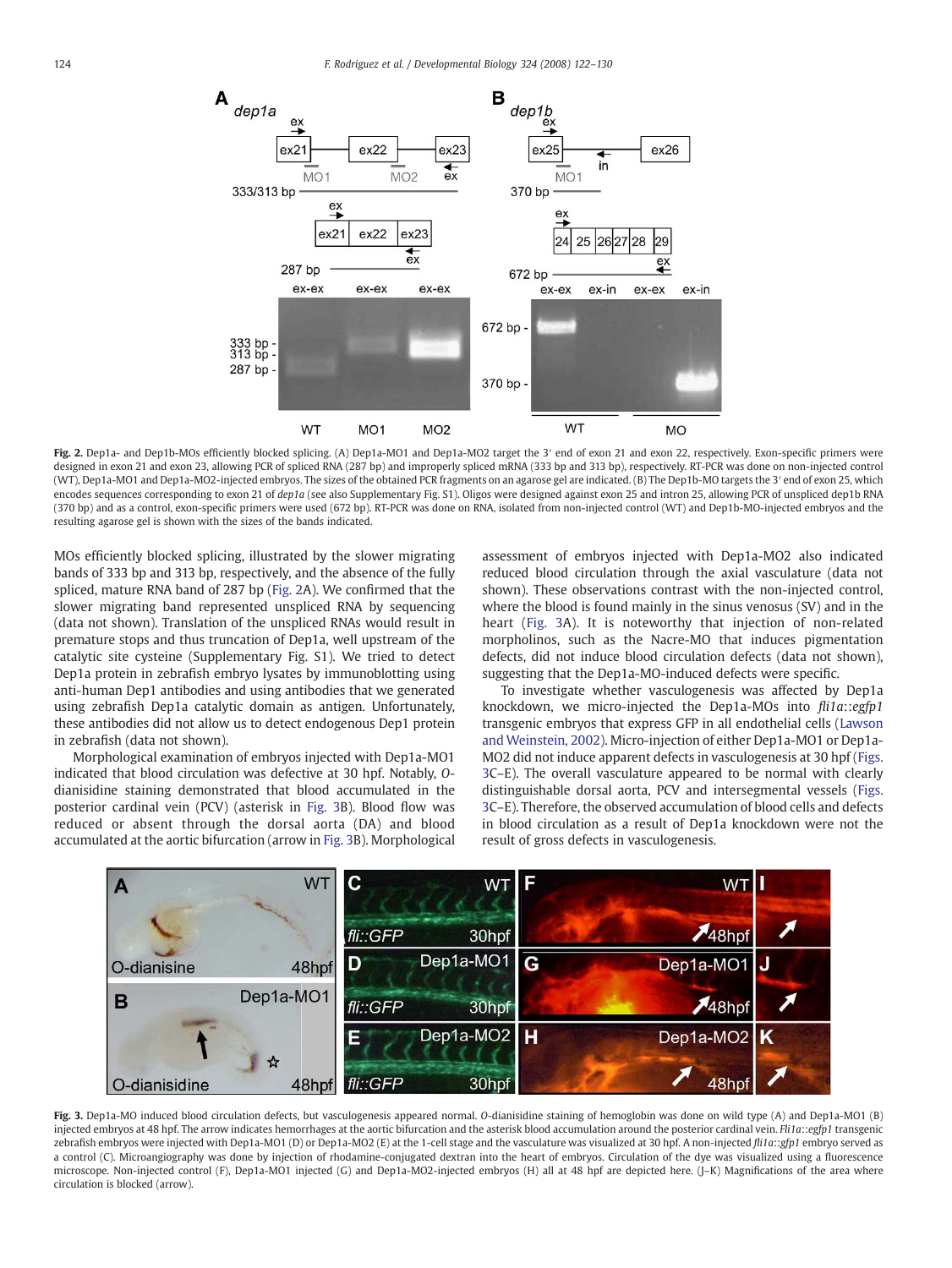**Fig. 2.** Dep1a- and Dep1b-MOs efficiently blocked splicing. (A) Dep1a-MO1 and Dep1a-MO2 target the 3′ end of exon 21 and exon 22, respectively. Exon-specific primers were designed in exon 21 and exon 23, allowing PCR of spliced RNA (287 bp) and improperly spliced mRNA (333 bp and 313 bp), respectively. RT-PCR was done on non-injected control (WT), Dep1a-MO1 and Dep1a-MO2-injected embryos. The sizes of the obtained PCR fragments on an agarose gel are indicated. (B) The Dep1b-MO targets the 3′ end of exon 25, which encodes sequences corresponding to exon 21 of *dep1a* (see also Supplementary Fig. S1). Oligos were designed against exon 25 and intron 25, allowing PCR of unspliced dep1b RNA (370 bp) and as a control, exon-specific primers were used (672 bp). RT-PCR was done on RNA, isolated from non-injected control (WT) and Dep1b-MO-injected embryos and the resulting agarose gel is shown with the sizes of the bands indicated.

MOs efficiently blocked splicing, illustrated by the slower migrating bands of 333 bp and 313 bp, respectively, and the absence of the fully spliced, mature RNA band of 287 bp (Fig. 2A). We confirmed that the slower migrating band represented unspliced RNA by sequencing (data not shown). Translation of the unspliced RNAs would result in premature stops and thus truncation of Dep1a, well upstream of the catalytic site cysteine (Supplementary Fig. S1). We tried to detect Dep1a protein in zebrafish embryo lysates by immunoblotting using anti-human Dep1 antibodies and using antibodies that we generated using zebrafish Dep1a catalytic domain as antigen. Unfortunately, these antibodies did not allow us to detect endogenous Dep1 protein in zebrafish (data not shown).

Morphological examination of embryos injected with Dep1a-MO1 indicated that blood circulation was defective at 30 hpf. Notably, *O*-dianisidine staining demonstrated that blood accumulated in the posterior cardinal vein (PCV) (asterisk in Fig. 3B). Blood flow was reduced or absent through the dorsal aorta (DA) and blood accumulated at the aortic bifurcation (arrow in Fig. 3B). Morphological assessment of embryos injected with Dep1a-MO2 also indicated reduced blood circulation through the axial vasculature (data not shown). These observations contrast with the non-injected control, where the blood is found mainly in the sinus venosus (SV) and in the heart (Fig. 3A). It is noteworthy that injection of non-related morpholinos, such as the Nacre-MO that induces pigmentation defects, did not induce blood circulation defects (data not shown), suggesting that the Dep1a-MO-induced defects were specific.

To investigate whether vasculogenesis was affected by Dep1a knockdown, we micro-injected the Dep1a-MOs into *fli1a::egfp1* transgenic embryos that express GFP in all endothelial cells (Lawson and Weinstein, 2002). Micro-injection of either Dep1a-MO1 or Dep1a-MO2 did not induce apparent defects in vasculogenesis at 30 hpf (Figs. 3C–E). The overall vasculature appeared to be normal with clearly distinguishable dorsal aorta, PCV and intersegmental vessels (Figs. 3C–E). Therefore, the observed accumulation of blood cells and defects in blood circulation as a result of Dep1a knockdown were not the result of gross defects in vasculogenesis.

**Fig. 3.** Dep1a-MO induced blood circulation defects, but vasculogenesis appeared normal. *O*-dianisidine staining of hemoglobin was done on wild type (A) and Dep1a-MO1 (B) injected embryos at 48 hpf. The arrow indicates hemorrhages at the aortic bifurcation and the asterisk blood accumulation around the posterior cardinal vein. *Fli1a::egfp1* transgenic zebrafish embryos were injected with Dep1a-MO1 (D) or Dep1a-MO2 (E) at the 1-cell stage and the vasculature was visualized at 30 hpf. A non-injected *fli1a::gfp1* embryo served as a control (C). Microangiography was done by injection of rhodamine-conjugated dextran into the heart of embryos. Circulation of the dye was visualized using a fluorescence microscope. Non-injected control (F), Dep1a-MO1 injected (G) and Dep1a-MO2-injected embryos (H) all at 48 hpf are depicted here. (J–K) Magnifications of the area where circulation is blocked (arrow).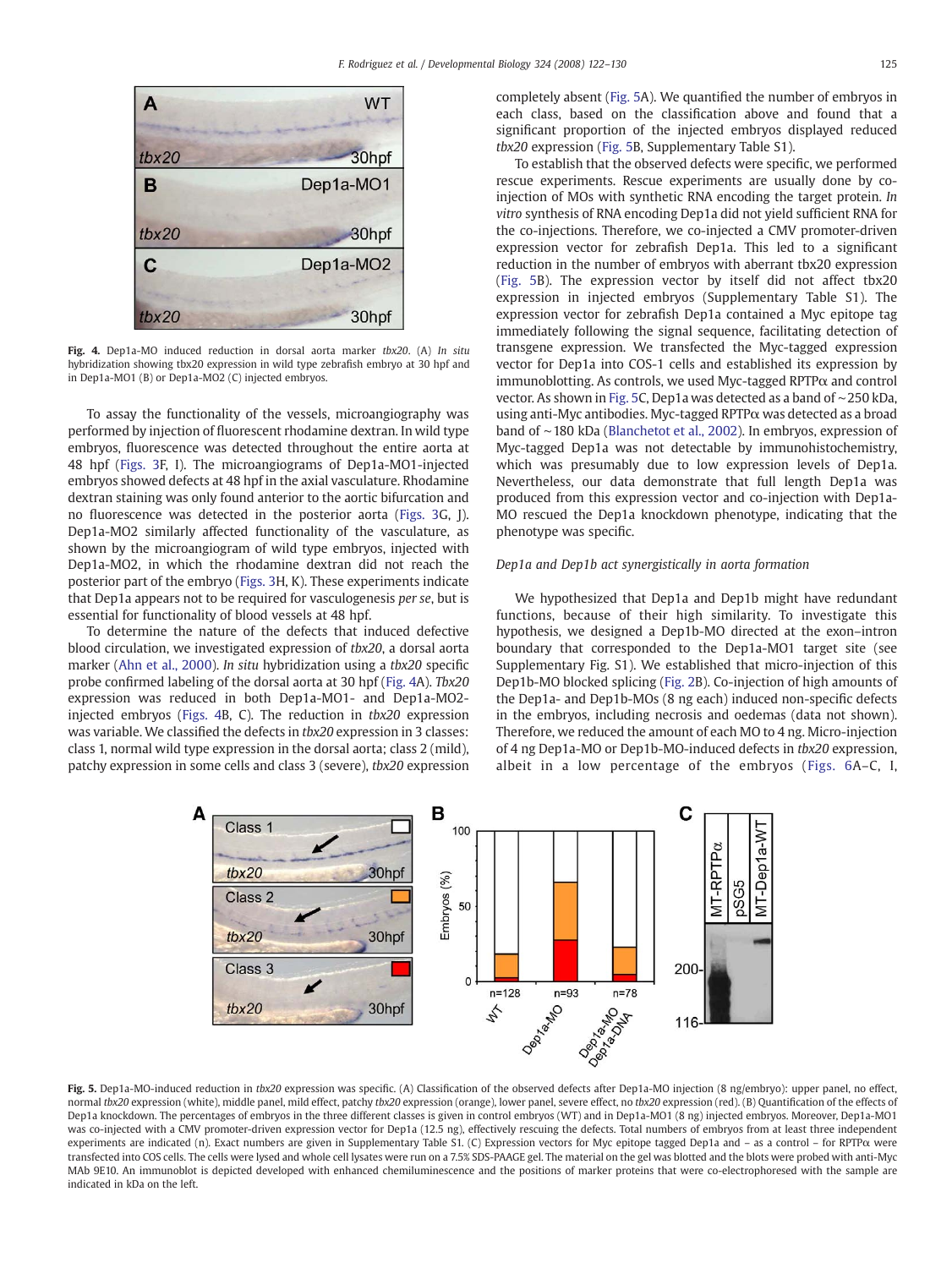Fig. 4. Dep1a-MO induced reduction in dorsal aorta marker *tbx20*. (A) *In situ* hybridization showing tbx20 expression in wild type zebrafish embryo at 30 hpf and in Dep1a-MO1 (B) or Dep1a-MO2 (C) injected embryos.

To assay the functionality of the vessels, microangiography was performed by injection of fluorescent rhodamine dextran. In wild type embryos, fluorescence was detected throughout the entire aorta at 48 hpf (Figs. 3F, I). The microangiograms of Dep1a-MO1-injected embryos showed defects at 48 hpf in the axial vasculature. Rhodamine dextran staining was only found anterior to the aortic bifurcation and no fluorescence was detected in the posterior aorta (Figs. 3G, J). Dep1a-MO2 similarly affected functionality of the vasculature, as shown by the microangiogram of wild type embryos, injected with Dep1a-MO2, in which the rhodamine dextran did not reach the posterior part of the embryo (Figs. 3H, K). These experiments indicate that Dep1a appears not to be required for vasculogenesis *per se*, but is essential for functionality of blood vessels at 48 hpf.

To determine the nature of the defects that induced defective blood circulation, we investigated expression of *tbx20*, a dorsal aorta marker (Ahn et al., 2000). *In situ* hybridization using a *tbx20* specific probe confirmed labeling of the dorsal aorta at 30 hpf (Fig. 4A). *Tbx20* expression was reduced in both Dep1a-MO1- and Dep1a-MO2-injected embryos (Figs. 4B, C). The reduction in *tbx20* expression was variable. We classified the defects in *tbx20* expression in 3 classes: class 1, normal wild type expression in the dorsal aorta; class 2 (mild), patchy expression in some cells and class 3 (severe), *tbx20* expression completely absent (Fig. 5A). We quantified the number of embryos in each class, based on the classification above and found that a significant proportion of the injected embryos displayed reduced *tbx20* expression (Fig. 5B, Supplementary Table S1).

To establish that the observed defects were specific, we performed rescue experiments. Rescue experiments are usually done by co-injection of MOs with synthetic RNA encoding the target protein. *In vitro* synthesis of RNA encoding Dep1a did not yield sufficient RNA for the co-injections. Therefore, we co-injected a CMV promoter-driven expression vector for zebrafish Dep1a. This led to a significant reduction in the number of embryos with aberrant tbx20 expression (Fig. 5B). The expression vector by itself did not affect tbx20 expression in injected embryos (Supplementary Table S1). The expression vector for zebrafish Dep1a contained a Myc epitope tag immediately following the signal sequence, facilitating detection of transgene expression. We transfected the Myc-tagged expression vector for Dep1a into COS-1 cells and established its expression by immunoblotting. As controls, we used Myc-tagged RPTPα and control vector. As shown in Fig. 5C, Dep1a was detected as a band of ~250 kDa, using anti-Myc antibodies. Myc-tagged RPTPα was detected as a broad band of ~180 kDa (Blanchetot et al., 2002). In embryos, expression of Myc-tagged Dep1a was not detectable by immunohistochemistry, which was presumably due to low expression levels of Dep1a. Nevertheless, our data demonstrate that full length Dep1a was produced from this expression vector and co-injection with Dep1a-MO rescued the Dep1a knockdown phenotype, indicating that the phenotype was specific.

### Dep1a and Dep1b act synergistically in aorta formation

We hypothesized that Dep1a and Dep1b might have redundant functions, because of their high similarity. To investigate this hypothesis, we designed a Dep1b-MO directed at the exon–intron boundary that corresponded to the Dep1a-MO1 target site (see Supplementary Fig. S1). We established that micro-injection of this Dep1b-MO blocked splicing (Fig. 2B). Co-injection of high amounts of the Dep1a- and Dep1b-MOs (8 ng each) induced non-specific defects in the embryos, including necrosis and oedemas (data not shown). Therefore, we reduced the amount of each MO to 4 ng. Micro-injection of 4 ng Dep1a-MO or Dep1b-MO-induced defects in *tbx20* expression, albeit in a low percentage of the embryos (Figs. 6A–C, I,

Fig. 5. Dep1a-MO-induced reduction in *tbx20* expression was specific. (A) Classification of the observed defects after Dep1a-MO injection (8 ng/embryo): upper panel, no effect, normal *tbx20* expression (white), middle panel, mild effect, patchy *tbx20* expression (orange), lower panel, severe effect, no *tbx20* expression (red). (B) Quantification of the effects of Dep1a knockdown. The percentages of embryos in the three different classes is given in control embryos (WT) and in Dep1a-MO1 (8 ng) injected embryos. Moreover, Dep1a-MO1 was co-injected with a CMV promoter-driven expression vector for Dep1a (12.5 ng), effectively rescuing the defects. Total numbers of embryos from at least three independent experiments are indicated (n). Exact numbers are given in Supplementary Table S1. (C) Expression vectors for Myc epitope tagged Dep1a and – as a control – for RPTPα were transfected into COS cells. The cells were lysed and whole cell lysates were run on a 7.5% SDS-PAAGE gel. The material on the gel was blotted and the blots were probed with anti-Myc MAb 9E10. An immunoblot is depicted developed with enhanced chemiluminescence and the positions of marker proteins that were co-electrophoresed with the sample are indicated in kDa on the left.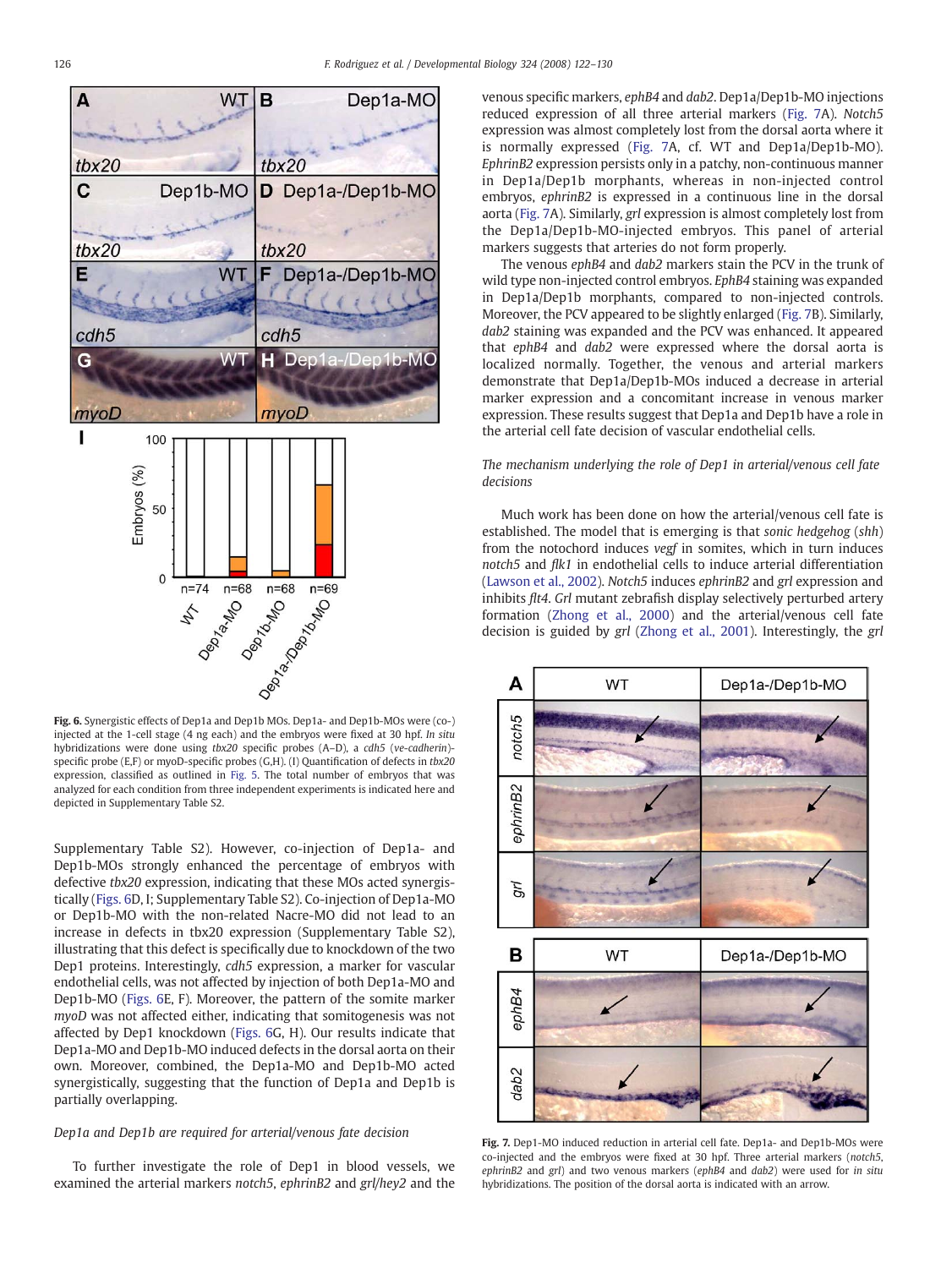**Fig. 6.** Synergistic effects of Dep1a and Dep1b MOs. Dep1a- and Dep1b-MOs were (co-) injected at the 1-cell stage (4 ng each) and the embryos were fixed at 30 hpf. *In situ* hybridizations were done using *tbx20* specific probes (A–D), a *cdh5* (*ve-cadherin*)-specific probe (E,F) or myoD-specific probes (G,H). (I) Quantification of defects in *tbx20* expression, classified as outlined in Fig. 5. The total number of embryos that was analyzed for each condition from three independent experiments is indicated here and depicted in Supplementary Table S2.

Supplementary Table S2). However, co-injection of Dep1a- and Dep1b-MOs strongly enhanced the percentage of embryos with defective *tbx20* expression, indicating that these MOs acted synergistically (Figs. 6D, I; Supplementary Table S2). Co-injection of Dep1a-MO or Dep1b-MO with the non-related Nacre-MO did not lead to an increase in defects in tbx20 expression (Supplementary Table S2), illustrating that this defect is specifically due to knockdown of the two Dep1 proteins. Interestingly, *cdh5* expression, a marker for vascular endothelial cells, was not affected by injection of both Dep1a-MO and Dep1b-MO (Figs. 6E, F). Moreover, the pattern of the somite marker *myoD* was not affected either, indicating that somitogenesis was not affected by Dep1 knockdown (Figs. 6G, H). Our results indicate that Dep1a-MO and Dep1b-MO induced defects in the dorsal aorta on their own. Moreover, combined, the Dep1a-MO and Dep1b-MO acted synergistically, suggesting that the function of Dep1a and Dep1b is partially overlapping.

### *Dep1a and Dep1b are required for arterial/venous fate decision*

To further investigate the role of Dep1 in blood vessels, we examined the arterial markers *notch5*, *ephrinB2* and *grl*/*hey2* and the venous specific markers, *ephB4* and *dab2*. Dep1a/Dep1b-MO injections reduced expression of all three arterial markers (Fig. 7A). *Notch5* expression was almost completely lost from the dorsal aorta where it is normally expressed (Fig. 7A, cf. WT and Dep1a/Dep1b-MO). *EphrinB2* expression persists only in a patchy, non-continuous manner in Dep1a/Dep1b morphants, whereas in non-injected control embryos, *ephrinB2* is expressed in a continuous line in the dorsal aorta (Fig. 7A). Similarly, *grl* expression is almost completely lost from the Dep1a/Dep1b-MO-injected embryos. This panel of arterial markers suggests that arteries do not form properly.

The venous *ephB4* and *dab2* markers stain the PCV in the trunk of wild type non-injected control embryos. *EphB4* staining was expanded in Dep1a/Dep1b morphants, compared to non-injected controls. Moreover, the PCV appeared to be slightly enlarged (Fig. 7B). Similarly, *dab2* staining was expanded and the PCV was enhanced. It appeared that *ephB4* and *dab2* were expressed where the dorsal aorta is localized normally. Together, the venous and arterial markers demonstrate that Dep1a/Dep1b-MOs induced a decrease in arterial marker expression and a concomitant increase in venous marker expression. These results suggest that Dep1a and Dep1b have a role in the arterial cell fate decision of vascular endothelial cells.

### *The mechanism underlying the role of Dep1 in arterial/venous cell fate decisions*

Much work has been done on how the arterial/venous cell fate is established. The model that is emerging is that *sonic hedgehog* (*shh*) from the notochord induces *vegf* in somites, which in turn induces *notch5* and *flk1* in endothelial cells to induce arterial differentiation (Lawson et al., 2002). *Notch5* induces *ephrinB2* and *grl* expression and inhibits *flt4*. *Grl* mutant zebrafish display selectively perturbed artery formation (Zhong et al., 2000) and the arterial/venous cell fate decision is guided by *grl* (Zhong et al., 2001). Interestingly, the *grl*

**Fig. 7.** Dep1-MO induced reduction in arterial cell fate. Dep1a- and Dep1b-MOs were co-injected and the embryos were fixed at 30 hpf. Three arterial markers (*notch5*, *ephrinB2* and *grl*) and two venous markers (*ephB4* and *dab2*) were used for *in situ* hybridizations. The position of the dorsal aorta is indicated with an arrow.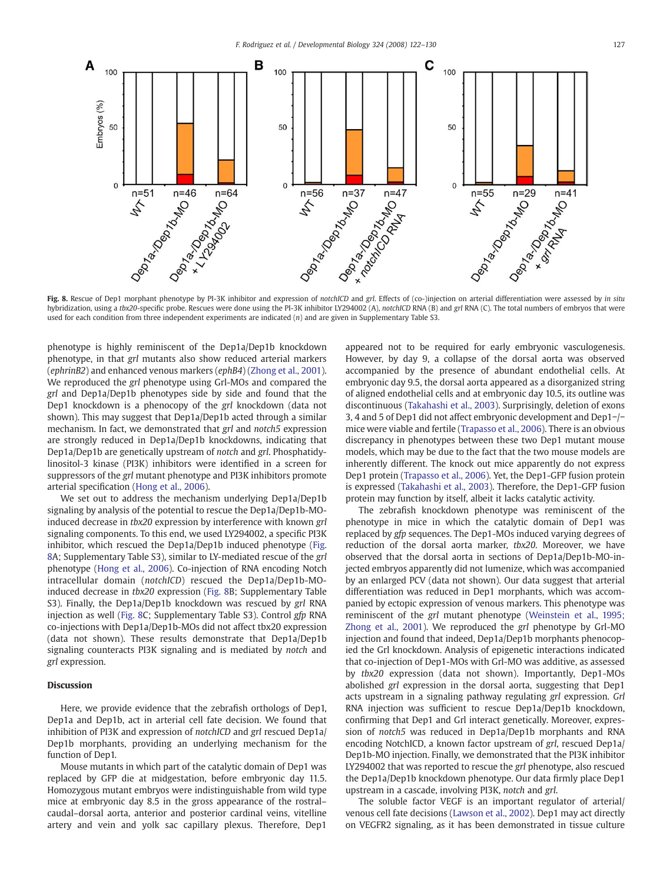**Fig. 8.** Rescue of Dep1 morphant phenotype by PI-3K inhibitor and expression of *notchICD* and *grl*. Effects of (co-)injection on arterial differentiation were assessed by *in situ* hybridization, using a *tbx20*-specific probe. Rescues were done using the PI-3K inhibitor LY294002 (A), *notchICD* RNA (B) and *grl* RNA (C). The total numbers of embryos that were used for each condition from three independent experiments are indicated (*n*) and are given in Supplementary Table S3.

phenotype is highly reminiscent of the Dep1a/Dep1b knockdown phenotype, in that *grl* mutants also show reduced arterial markers (*ephrinB2*) and enhanced venous markers (*ephB4*) (Zhong et al., 2001). We reproduced the *grl* phenotype using Grl-MOs and compared the *grl* and Dep1a/Dep1b phenotypes side by side and found that the Dep1 knockdown is a phenocopy of the *grl* knockdown (data not shown). This may suggest that Dep1a/Dep1b acted through a similar mechanism. In fact, we demonstrated that *grl* and *notch5* expression are strongly reduced in Dep1a/Dep1b knockdowns, indicating that Dep1a/Dep1b are genetically upstream of *notch* and *grl*. Phosphatidylinositol-3 kinase (PI3K) inhibitors were identified in a screen for suppressors of the *grl* mutant phenotype and PI3K inhibitors promote arterial specification (Hong et al., 2006).

We set out to address the mechanism underlying Dep1a/Dep1b signaling by analysis of the potential to rescue the Dep1a/Dep1b-MO-induced decrease in *tbx20* expression by interference with known *grl* signaling components. To this end, we used LY294002, a specific PI3K inhibitor, which rescued the Dep1a/Dep1b induced phenotype (Fig. 8A; Supplementary Table S3), similar to LY-mediated rescue of the *grl* phenotype (Hong et al., 2006). Co-injection of RNA encoding Notch intracellular domain (*notchICD*) rescued the Dep1a/Dep1b-MO-induced decrease in *tbx20* expression (Fig. 8B; Supplementary Table S3). Finally, the Dep1a/Dep1b knockdown was rescued by *grl* RNA injection as well (Fig. 8C; Supplementary Table S3). Control *gfp* RNA co-injections with Dep1a/Dep1b-MOs did not affect tbx20 expression (data not shown). These results demonstrate that Dep1a/Dep1b signaling counteracts PI3K signaling and is mediated by *notch* and *grl* expression.

## Discussion

Here, we provide evidence that the zebrafish orthologs of Dep1, Dep1a and Dep1b, act in arterial cell fate decision. We found that inhibition of PI3K and expression of *notchICD* and *grl* rescued Dep1a/Dep1b morphants, providing an underlying mechanism for the function of Dep1.

Mouse mutants in which part of the catalytic domain of Dep1 was replaced by GFP die at midgestation, before embryonic day 11.5. Homozygous mutant embryos were indistinguishable from wild type mice at embryonic day 8.5 in the gross appearance of the rostral–caudal–dorsal aorta, anterior and posterior cardinal veins, vitelline artery and vein and yolk sac capillary plexus. Therefore, Dep1 appeared not to be required for early embryonic vasculogenesis. However, by day 9, a collapse of the dorsal aorta was observed accompanied by the presence of abundant endothelial cells. At embryonic day 9.5, the dorsal aorta appeared as a disorganized string of aligned endothelial cells and at embryonic day 10.5, its outline was discontinuous (Takahashi et al., 2003). Surprisingly, deletion of exons 3, 4 and 5 of Dep1 did not affect embryonic development and Dep1−/− mice were viable and fertile (Trapasso et al., 2006). There is an obvious discrepancy in phenotypes between these two Dep1 mutant mouse models, which may be due to the fact that the two mouse models are inherently different. The knock out mice apparently do not express Dep1 protein (Trapasso et al., 2006). Yet, the Dep1-GFP fusion protein is expressed (Takahashi et al., 2003). Therefore, the Dep1-GFP fusion protein may function by itself, albeit it lacks catalytic activity.

The zebrafish knockdown phenotype was reminiscent of the phenotype in mice in which the catalytic domain of Dep1 was replaced by *gfp* sequences. The Dep1-MOs induced varying degrees of reduction of the dorsal aorta marker, *tbx20*. Moreover, we have observed that the dorsal aorta in sections of Dep1a/Dep1b-MO-injected embryos apparently did not lumenize, which was accompanied by an enlarged PCV (data not shown). Our data suggest that arterial differentiation was reduced in Dep1 morphants, which was accompanied by ectopic expression of venous markers. This phenotype was reminiscent of the *grl* mutant phenotype (Weinstein et al., 1995; Zhong et al., 2001). We reproduced the *grl* phenotype by Grl-MO injection and found that indeed, Dep1a/Dep1b morphants phenocopied the Grl knockdown. Analysis of epigenetic interactions indicated that co-injection of Dep1-MOs with Grl-MO was additive, as assessed by *tbx20* expression (data not shown). Importantly, Dep1-MOs abolished *grl* expression in the dorsal aorta, suggesting that Dep1 acts upstream in a signaling pathway regulating *grl* expression. *Grl* RNA injection was sufficient to rescue Dep1a/Dep1b knockdown, confirming that Dep1 and Grl interact genetically. Moreover, expression of *notch5* was reduced in Dep1a/Dep1b morphants and RNA encoding NotchICD, a known factor upstream of *grl*, rescued Dep1a/Dep1b-MO injection. Finally, we demonstrated that the PI3K inhibitor LY294002 that was reported to rescue the *grl* phenotype, also rescued the Dep1a/Dep1b knockdown phenotype. Our data firmly place Dep1 upstream in a cascade, involving PI3K, *notch* and *grl*.

The soluble factor VEGF is an important regulator of arterial/venous cell fate decisions (Lawson et al., 2002). Dep1 may act directly on VEGFR2 signaling, as it has been demonstrated in tissue culture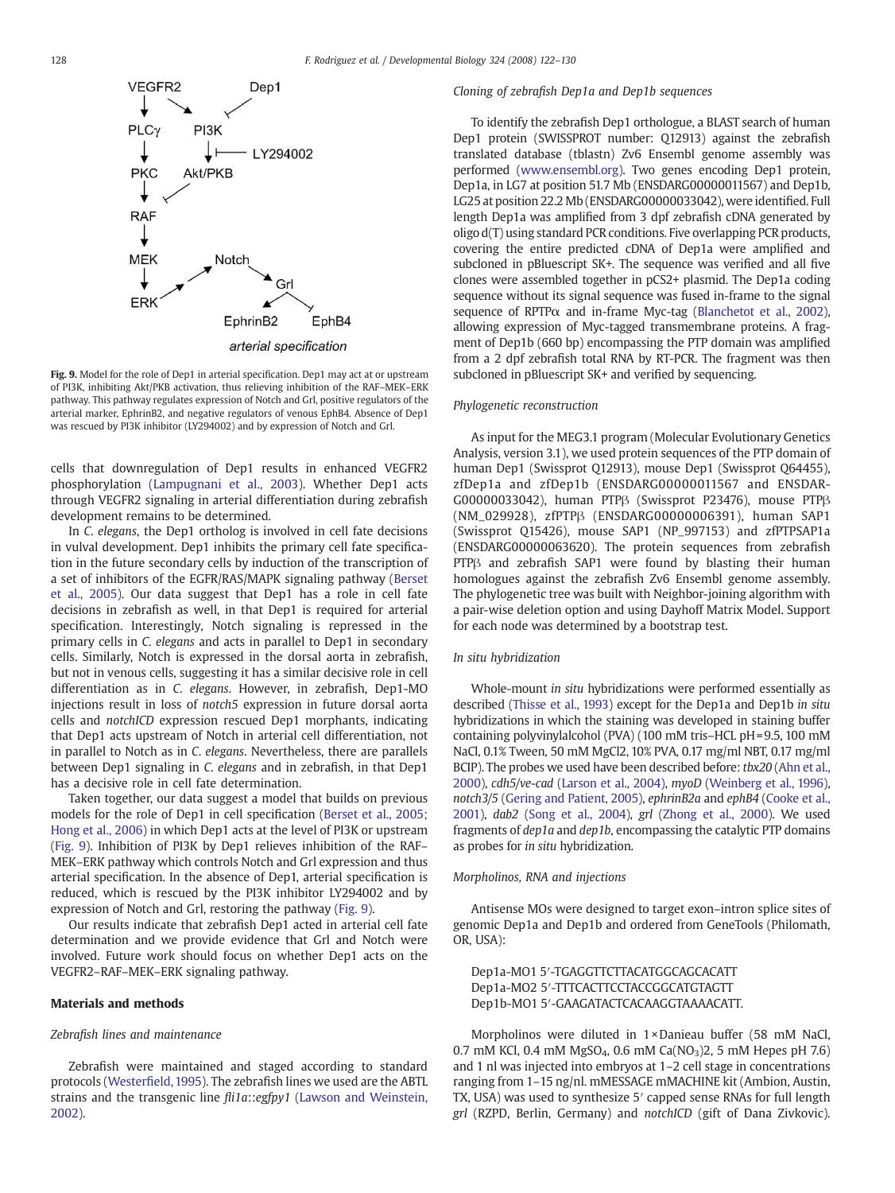Fig. 9. Model for the role of Dep1 in arterial specification. Dep1 may act at or upstream of PI3K, inhibiting Akt/PKB activation, thus relieving inhibition of the RAF–MEK–ERK pathway. This pathway regulates expression of Notch and Grl, positive regulators of the arterial marker, EphrinB2, and negative regulators of venous EphB4. Absence of Dep1 was rescued by PI3K inhibitor (LY294002) and by expression of Notch and Grl.

cells that downregulation of Dep1 results in enhanced VEGFR2 phosphorylation (Lampugnani et al., 2003). Whether Dep1 acts through VEGFR2 signaling in arterial differentiation during zebrafish development remains to be determined.

In *C. elegans*, the Dep1 ortholog is involved in cell fate decisions in vulval development. Dep1 inhibits the primary cell fate specification in the future secondary cells by induction of the transcription of a set of inhibitors of the EGFR/RAS/MAPK signaling pathway (Berset et al., 2005). Our data suggest that Dep1 has a role in cell fate decisions in zebrafish as well, in that Dep1 is required for arterial specification. Interestingly, Notch signaling is repressed in the primary cells in *C. elegans* and acts in parallel to Dep1 in secondary cells. Similarly, Notch is expressed in the dorsal aorta in zebrafish, but not in venous cells, suggesting it has a similar decisive role in cell differentiation as in *C. elegans*. However, in zebrafish, Dep1-MO injections result in loss of *notch5* expression in future dorsal aorta cells and *notchICD* expression rescued Dep1 morphants, indicating that Dep1 acts upstream of Notch in arterial cell differentiation, not in parallel to Notch as in *C. elegans*. Nevertheless, there are parallels between Dep1 signaling in *C. elegans* and in zebrafish, in that Dep1 has a decisive role in cell fate determination.

Taken together, our data suggest a model that builds on previous models for the role of Dep1 in cell specification (Berset et al., 2005; Hong et al., 2006) in which Dep1 acts at the level of PI3K or upstream (Fig. 9). Inhibition of PI3K by Dep1 relieves inhibition of the RAF–MEK–ERK pathway which controls Notch and Grl expression and thus arterial specification. In the absence of Dep1, arterial specification is reduced, which is rescued by the PI3K inhibitor LY294002 and by expression of Notch and Grl, restoring the pathway (Fig. 9).

Our results indicate that zebrafish Dep1 acted in arterial cell fate determination and we provide evidence that Grl and Notch were involved. Future work should focus on whether Dep1 acts on the VEGFR2–RAF–MEK–ERK signaling pathway.

## Materials and methods

### *Zebrafish lines and maintenance*

Zebrafish were maintained and staged according to standard protocols (Westerfield, 1995). The zebrafish lines we used are the ABTL strains and the transgenic line *fli1a::egfpy1* (Lawson and Weinstein, 2002).

### *Cloning of zebrafish Dep1a and Dep1b sequences*

To identify the zebrafish Dep1 orthologue, a BLAST search of human Dep1 protein (SWISSPROT number: Q12913) against the zebrafish translated database (tblastn) Zv6 Ensembl genome assembly was performed (www.ensembl.org). Two genes encoding Dep1 protein, Dep1a, in LG7 at position 51.7 Mb (ENSDARG00000011567) and Dep1b, LG25 at position 22.2 Mb (ENSDARG00000033042), were identified. Full length Dep1a was amplified from 3 dpf zebrafish cDNA generated by oligo d(T) using standard PCR conditions. Five overlapping PCR products, covering the entire predicted cDNA of Dep1a were amplified and subcloned in pBluescript SK+. The sequence was verified and all five clones were assembled together in pCS2+ plasmid. The Dep1a coding sequence without its signal sequence was fused in-frame to the signal sequence of RPTPα and in-frame Myc-tag (Blanchetot et al., 2002), allowing expression of Myc-tagged transmembrane proteins. A fragment of Dep1b (660 bp) encompassing the PTP domain was amplified from a 2 dpf zebrafish total RNA by RT-PCR. The fragment was then subcloned in pBluescript SK+ and verified by sequencing.

### *Phylogenetic reconstruction*

As input for the MEG3.1 program (Molecular Evolutionary Genetics Analysis, version 3.1), we used protein sequences of the PTP domain of human Dep1 (Swissprot Q12913), mouse Dep1 (Swissprot Q64455), zfDep1a and zfDep1b (ENSDARG00000011567 and ENSDARG00000033042), human PTPβ (Swissprot P23476), mouse PTPβ (NM_029928), zfPTPβ (ENSDARG00000006391), human SAP1 (Swissprot Q15426), mouse SAP1 (NP_997153) and zfPTPSAP1a (ENSDARG00000063620). The protein sequences from zebrafish PTPβ and zebrafish SAP1 were found by blasting their human homologues against the zebrafish Zv6 Ensembl genome assembly. The phylogenetic tree was built with Neighbor-joining algorithm with a pair-wise deletion option and using Dayhoff Matrix Model. Support for each node was determined by a bootstrap test.

### *In situ hybridization*

Whole-mount *in situ* hybridizations were performed essentially as described (Thisse et al., 1993) except for the Dep1a and Dep1b *in situ* hybridizations in which the staining was developed in staining buffer containing polyvinylalcohol (PVA) (100 mM tris–HCL pH = 9.5, 100 mM NaCl, 0.1% Tween, 50 mM MgCl2, 10% PVA, 0.17 mg/ml NBT, 0.17 mg/ml BCIP). The probes we used have been described before: *tbx20* (Ahn et al., 2000), *cdh5/ve-cad* (Larson et al., 2004), *myoD* (Weinberg et al., 1996), *notch3/5* (Gering and Patient, 2005), *ephrinB2a* and *ephB4* (Cooke et al., 2001), *dab2* (Song et al., 2004), *grl* (Zhong et al., 2000). We used fragments of *dep1a* and *dep1b*, encompassing the catalytic PTP domains as probes for *in situ* hybridization.

### *Morpholinos, RNA and injections*

Antisense MOs were designed to target exon–intron splice sites of genomic Dep1a and Dep1b and ordered from GeneTools (Philomath, OR, USA):

Dep1a-MO1 5′-TGAGGTTCTTACATGGCAGCACATT
Dep1a-MO2 5′-TTTCACTTCCTACCGGCATGTAGTT
Dep1b-MO1 5′-GAAGATACTCACAAGGTAAAACATT.

Morpholinos were diluted in 1×Danieau buffer (58 mM NaCl, 0.7 mM KCl, 0.4 mM $MgSO_4$, 0.6 mM $Ca(NO_3)_2$, 5 mM Hepes pH 7.6) and 1 nl was injected into embryos at 1–2 cell stage in concentrations ranging from 1–15 ng/nl. mMESSAGE mMACHINE kit (Ambion, Austin, TX, USA) was used to synthesize 5′ capped sense RNAs for full length *grl* (RZPD, Berlin, Germany) and *notchICD* (gift of Dana Zivkovic).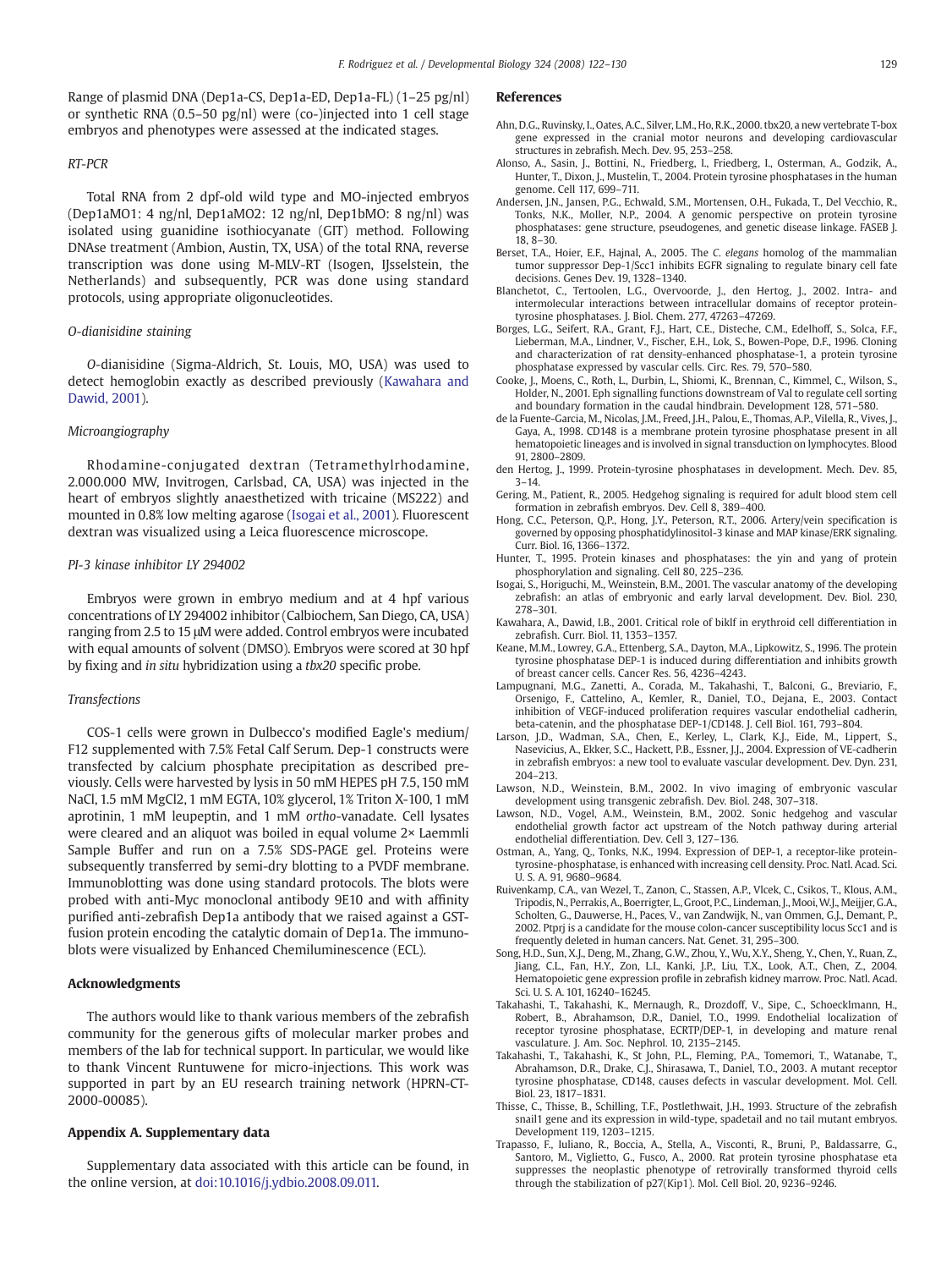Range of plasmid DNA (Dep1a-CS, Dep1a-ED, Dep1a-FL) (1–25 pg/nl) or synthetic RNA (0.5–50 pg/nl) were (co-)injected into 1 cell stage embryos and phenotypes were assessed at the indicated stages.

### RT-PCR

Total RNA from 2 dpf-old wild type and MO-injected embryos (Dep1aMO1: 4 ng/nl, Dep1aMO2: 12 ng/nl, Dep1bMO: 8 ng/nl) was isolated using guanidine isothiocyanate (GIT) method. Following DNAse treatment (Ambion, Austin, TX, USA) of the total RNA, reverse transcription was done using M-MLV-RT (Isogen, IJsselstein, the Netherlands) and subsequently, PCR was done using standard protocols, using appropriate oligonucleotides.

### O-dianisidine staining

*O*-dianisidine (Sigma-Aldrich, St. Louis, MO, USA) was used to detect hemoglobin exactly as described previously (Kawahara and Dawid, 2001).

### Microangiography

Rhodamine-conjugated dextran (Tetramethylrhodamine, 2.000.000 MW, Invitrogen, Carlsbad, CA, USA) was injected in the heart of embryos slightly anaesthetized with tricaine (MS222) and mounted in 0.8% low melting agarose (Isogai et al., 2001). Fluorescent dextran was visualized using a Leica fluorescence microscope.

### PI-3 kinase inhibitor LY 294002

Embryos were grown in embryo medium and at 4 hpf various concentrations of LY 294002 inhibitor (Calbiochem, San Diego, CA, USA) ranging from 2.5 to 15 μM were added. Control embryos were incubated with equal amounts of solvent (DMSO). Embryos were scored at 30 hpf by fixing and *in situ* hybridization using a *tbx20* specific probe.

### Transfections

COS-1 cells were grown in Dulbecco's modified Eagle's medium/F12 supplemented with 7.5% Fetal Calf Serum. Dep-1 constructs were transfected by calcium phosphate precipitation as described previously. Cells were harvested by lysis in 50 mM HEPES pH 7.5, 150 mM NaCl, 1.5 mM MgCl2, 1 mM EGTA, 10% glycerol, 1% Triton X-100, 1 mM aprotinin, 1 mM leupeptin, and 1 mM *ortho*-vanadate. Cell lysates were cleared and an aliquot was boiled in equal volume 2× Laemmli Sample Buffer and run on a 7.5% SDS-PAGE gel. Proteins were subsequently transferred by semi-dry blotting to a PVDF membrane. Immunoblotting was done using standard protocols. The blots were probed with anti-Myc monoclonal antibody 9E10 and with affinity purified anti-zebrafish Dep1a antibody that we raised against a GST-fusion protein encoding the catalytic domain of Dep1a. The immunoblots were visualized by Enhanced Chemiluminescence (ECL).

## Acknowledgments

The authors would like to thank various members of the zebrafish community for the generous gifts of molecular marker probes and members of the lab for technical support. In particular, we would like to thank Vincent Runtuwene for micro-injections. This work was supported in part by an EU research training network (HPRN-CT-2000-00085).

## Appendix A. Supplementary data

Supplementary data associated with this article can be found, in the online version, at doi:10.1016/j.ydbio.2008.09.011.

## References

Ahn, D.G., Ruvinsky, I., Oates, A.C., Silver, L.M., Ho, R.K., 2000. tbx20, a new vertebrate T-box gene expressed in the cranial motor neurons and developing cardiovascular structures in zebrafish. Mech. Dev. 95, 253–258.

Alonso, A., Sasin, J., Bottini, N., Friedberg, I., Friedberg, I., Osterman, A., Godzik, A., Hunter, T., Dixon, J., Mustelin, T., 2004. Protein tyrosine phosphatases in the human genome. Cell 117, 699–711.

Andersen, J.N., Jansen, P.G., Echwald, S.M., Mortensen, O.H., Fukada, T., Del Vecchio, R., Tonks, N.K., Moller, N.P., 2004. A genomic perspective on protein tyrosine phosphatases: gene structure, pseudogenes, and genetic disease linkage. FASEB J. 18, 8–30.

Berset, T.A., Hoier, E.F., Hajnal, A., 2005. The *C. elegans* homolog of the mammalian tumor suppressor Dep-1/Scc1 inhibits EGFR signaling to regulate binary cell fate decisions. Genes Dev. 19, 1328–1340.

Blanchetot, C., Tertoolen, L.G., Overvoorde, J., den Hertog, J., 2002. Intra- and intermolecular interactions between intracellular domains of receptor protein-tyrosine phosphatases. J. Biol. Chem. 277, 47263–47269.

Borges, L.G., Seifert, R.A., Grant, F.J., Hart, C.E., Disteche, C.M., Edelhoff, S., Solca, F.F., Lieberman, M.A., Lindner, V., Fischer, E.H., Lok, S., Bowen-Pope, D.F., 1996. Cloning and characterization of rat density-enhanced phosphatase-1, a protein tyrosine phosphatase expressed by vascular cells. Circ. Res. 79, 570–580.

Cooke, J., Moens, C., Roth, L., Durbin, L., Shiomi, K., Brennan, C., Kimmel, C., Wilson, S., Holder, N., 2001. Eph signalling functions downstream of Val to regulate cell sorting and boundary formation in the caudal hindbrain. Development 128, 571–580.

de la Fuente-Garcia, M.A., Nicolas, J.M., Freed, J.H., Palou, E., Thomas, A.P., Vilella, R., Vives, J., Gaya, A., 1998. CD148 is a membrane protein tyrosine phosphatase present in all hematopoietic lineages and is involved in signal transduction on lymphocytes. Blood 91, 2800–2809.

den Hertog, J., 1999. Protein-tyrosine phosphatases in development. Mech. Dev. 85, 3–14.

Gering, M., Patient, R., 2005. Hedgehog signaling is required for adult blood stem cell formation in zebrafish embryos. Dev. Cell 8, 389–400.

Hong, C.C., Peterson, Q.P., Hong, J.Y., Peterson, R.T., 2006. Artery/vein specification is governed by opposing phosphatidylinositol-3 kinase and MAP kinase/ERK signaling. Curr. Biol. 16, 1366–1372.

Hunter, T., 1995. Protein kinases and phosphatases: the yin and yang of protein phosphorylation and signaling. Cell 80, 225–236.

Isogai, S., Horiguchi, M., Weinstein, B.M., 2001. The vascular anatomy of the developing zebrafish: an atlas of embryonic and early larval development. Dev. Biol. 230, 278–301.

Kawahara, A., Dawid, I.B., 2001. Critical role of biklf in erythroid cell differentiation in zebrafish. Curr. Biol. 11, 1353–1357.

Keane, M.M., Lowrey, G.A., Ettenberg, S.A., Dayton, M.A., Lipkowitz, S., 1996. The protein tyrosine phosphatase DEP-1 is induced during differentiation and inhibits growth of breast cancer cells. Cancer Res. 56, 4236–4243.

Lampugnani, M.G., Zanetti, A., Corada, M., Takahashi, T., Balconi, G., Breviario, F., Orsenigo, F., Cattelino, A., Kemler, R., Daniel, T.O., Dejana, E., 2003. Contact inhibition of VEGF-induced proliferation requires vascular endothelial cadherin, beta-catenin, and the phosphatase DEP-1/CD148. J. Cell Biol. 161, 793–804.

Larson, J.D., Wadman, S.A., Chen, E., Kerley, L., Clark, K.J., Eide, M., Lippert, S., Nasevicius, A., Ekker, S.C., Hackett, P.B., Essner, J.J., 2004. Expression of VE-cadherin in zebrafish embryos: a new tool to evaluate vascular development. Dev. Dyn. 231, 204–213.

Lawson, N.D., Weinstein, B.M., 2002. In vivo imaging of embryonic vascular development using transgenic zebrafish. Dev. Biol. 248, 307–318.

Lawson, N.D., Vogel, A.M., Weinstein, B.M., 2002. Sonic hedgehog and vascular endothelial growth factor act upstream of the Notch pathway during arterial endothelial differentiation. Dev. Cell 3, 127–136.

Ostman, A., Yang, Q., Tonks, N.K., 1994. Expression of DEP-1, a receptor-like protein-tyrosine-phosphatase, is enhanced with increasing cell density. Proc. Natl. Acad. Sci. U. S. A. 91, 9680–9684.

Ruivenkamp, C.A., van Wezel, T., Zanon, C., Stassen, A.P., Vlcek, C., Csikos, T., Klous, A.M., Tripodis, N., Perrakis, A., Boerrigter, L., Groot, P.C., Lindeman, J., Mooi, W.J., Meijjer, G.A., Scholten, G., Dauwerse, H., Paces, V., van Zandwijk, N., van Ommen, G.J., Demant, P., 2002. Ptprj is a candidate for the mouse colon-cancer susceptibility locus Scc1 and is frequently deleted in human cancers. Nat. Genet. 31, 295–300.

Song, H.D., Sun, X.J., Deng, M., Zhang, G.W., Zhou, Y., Wu, X.Y., Sheng, Y., Chen, Y., Ruan, Z., Jiang, C.L., Fan, H.Y., Zon, L.I., Kanki, J.P., Liu, T.X., Look, A.T., Chen, Z., 2004. Hematopoietic gene expression profile in zebrafish kidney marrow. Proc. Natl. Acad. Sci. U. S. A. 101, 16240–16245.

Takahashi, T., Takahashi, K., Mernaugh, R., Drozdoff, V., Sipe, C., Schoecklmann, H., Robert, B., Abrahamson, D.R., Daniel, T.O., 1999. Endothelial localization of receptor tyrosine phosphatase, ECRTP/DEP-1, in developing and mature renal vasculature. J. Am. Soc. Nephrol. 10, 2135–2145.

Takahashi, T., Takahashi, K., St John, P.L., Fleming, P.A., Tomemori, T., Watanabe, T., Abrahamson, D.R., Drake, C.J., Shirasawa, T., Daniel, T.O., 2003. A mutant receptor tyrosine phosphatase, CD148, causes defects in vascular development. Mol. Cell. Biol. 23, 1817–1831.

Thisse, C., Thisse, B., Schilling, T.F., Postlethwait, J.H., 1993. Structure of the zebrafish snail1 gene and its expression in wild-type, spadetail and no tail mutant embryos. Development 119, 1203–1215.

Trapasso, F., Iuliano, R., Boccia, A., Stella, A., Visconti, R., Bruni, P., Baldassarre, G., Santoro, M., Viglietto, G., Fusco, A., 2000. Rat protein tyrosine phosphatase eta suppresses the neoplastic phenotype of retrovirally transformed thyroid cells through the stabilization of p27(Kip1). Mol. Cell Biol. 20, 9236–9246.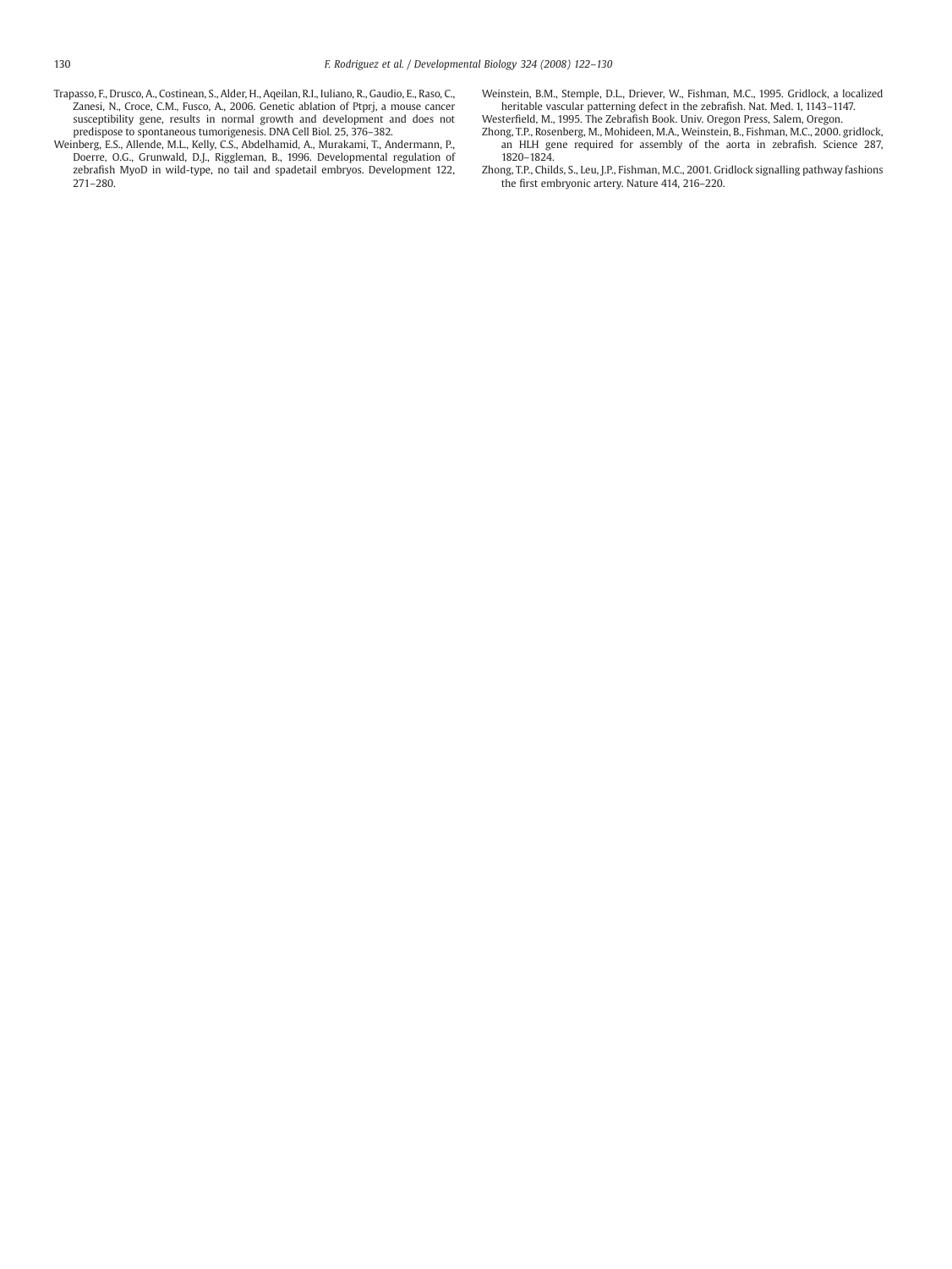Trapasso, F., Drusco, A., Costinean, S., Alder, H., Aqeilan, R.I., Iuliano, R., Gaudio, E., Raso, C., Zanesi, N., Croce, C.M., Fusco, A., 2006. Genetic ablation of Ptprj, a mouse cancer susceptibility gene, results in normal growth and development and does not predispose to spontaneous tumorigenesis. DNA Cell Biol. 25, 376–382.

Weinberg, E.S., Allende, M.L., Kelly, C.S., Abdelhamid, A., Murakami, T., Andermann, P., Doerre, O.G., Grunwald, D.J., Riggleman, B., 1996. Developmental regulation of zebrafish MyoD in wild-type, no tail and spadetail embryos. Development 122, 271–280.

Weinstein, B.M., Stemple, D.L., Driever, W., Fishman, M.C., 1995. Gridlock, a localized heritable vascular patterning defect in the zebrafish. Nat. Med. 1, 1143–1147.

Westerfield, M., 1995. The Zebrafish Book. Univ. Oregon Press, Salem, Oregon.

Zhong, T.P., Rosenberg, M., Mohideen, M.A., Weinstein, B., Fishman, M.C., 2000. gridlock, an HLH gene required for assembly of the aorta in zebrafish. Science 287, 1820–1824.

Zhong, T.P., Childs, S., Leu, J.P., Fishman, M.C., 2001. Gridlock signalling pathway fashions the first embryonic artery. Nature 414, 216–220.